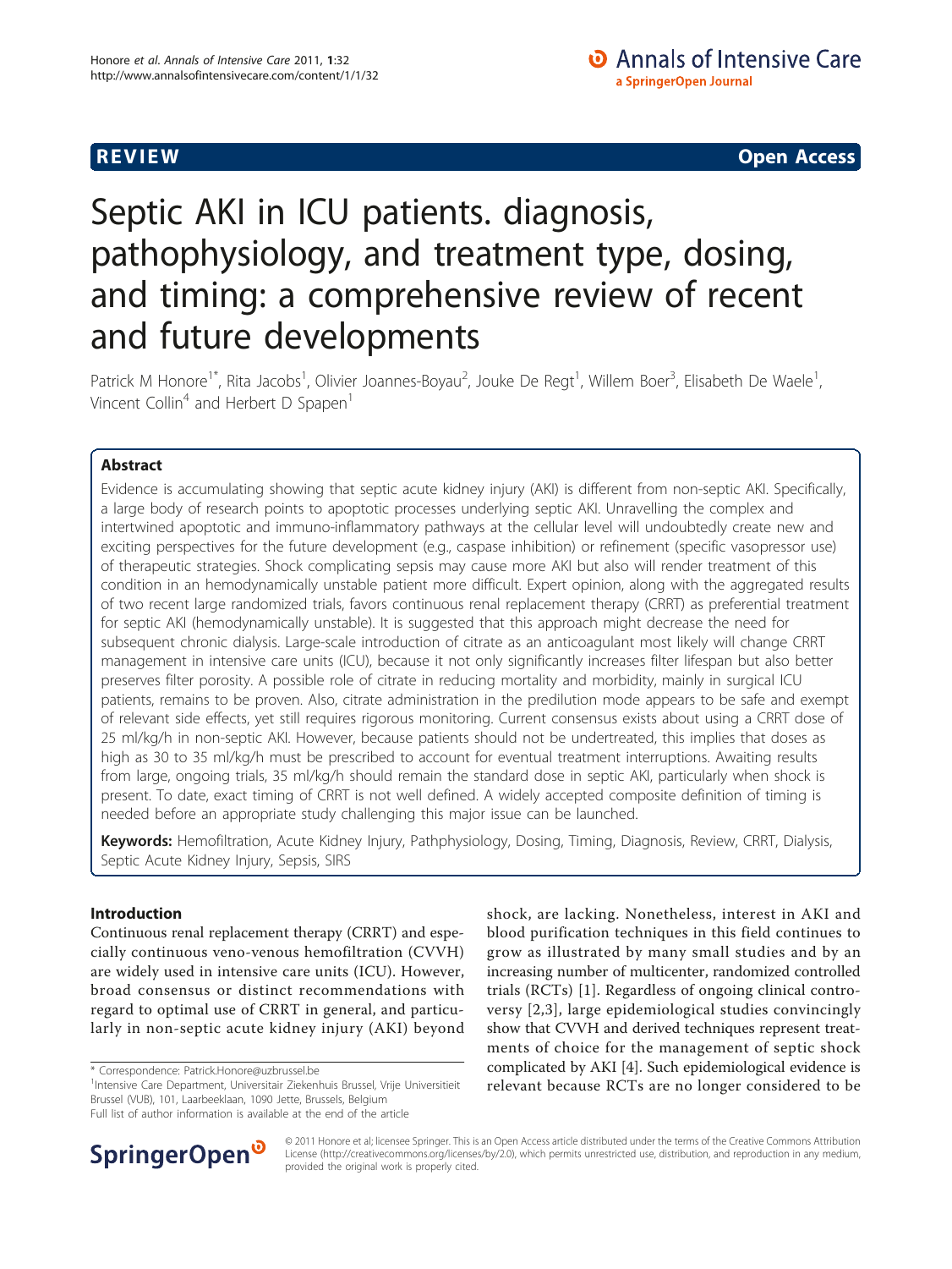**REVIEW** **Open Access**

# Septic AKI in ICU patients. diagnosis, pathophysiology, and treatment type, dosing, and timing: a comprehensive review of recent and future developments

Patrick M Honore[1*], Rita Jacobs[1], Olivier Joannes-Boyau[2], Jouke De Regt[1], Willem Boer[3], Elisabeth De Waele[1], Vincent Collin[4] and Herbert D Spapen[1]

## Abstract

Evidence is accumulating showing that septic acute kidney injury (AKI) is different from non-septic AKI. Specifically, a large body of research points to apoptotic processes underlying septic AKI. Unravelling the complex and intertwined apoptotic and immuno-inflammatory pathways at the cellular level will undoubtedly create new and exciting perspectives for the future development (e.g., caspase inhibition) or refinement (specific vasopressor use) of therapeutic strategies. Shock complicating sepsis may cause more AKI but also will render treatment of this condition in an hemodynamically unstable patient more difficult. Expert opinion, along with the aggregated results of two recent large randomized trials, favors continuous renal replacement therapy (CRRT) as preferential treatment for septic AKI (hemodynamically unstable). It is suggested that this approach might decrease the need for subsequent chronic dialysis. Large-scale introduction of citrate as an anticoagulant most likely will change CRRT management in intensive care units (ICU), because it not only significantly increases filter lifespan but also better preserves filter porosity. A possible role of citrate in reducing mortality and morbidity, mainly in surgical ICU patients, remains to be proven. Also, citrate administration in the predilution mode appears to be safe and exempt of relevant side effects, yet still requires rigorous monitoring. Current consensus exists about using a CRRT dose of 25 ml/kg/h in non-septic AKI. However, because patients should not be undertreated, this implies that doses as high as 30 to 35 ml/kg/h must be prescribed to account for eventual treatment interruptions. Awaiting results from large, ongoing trials, 35 ml/kg/h should remain the standard dose in septic AKI, particularly when shock is present. To date, exact timing of CRRT is not well defined. A widely accepted composite definition of timing is needed before an appropriate study challenging this major issue can be launched.

**Keywords:** Hemofiltration, Acute Kidney Injury, Pathphysiology, Dosing, Timing, Diagnosis, Review, CRRT, Dialysis, Septic Acute Kidney Injury, Sepsis, SIRS

## Introduction

Continuous renal replacement therapy (CRRT) and especially continuous veno-venous hemofiltration (CVVH) are widely used in intensive care units (ICU). However, broad consensus or distinct recommendations with regard to optimal use of CRRT in general, and particularly in non-septic acute kidney injury (AKI) beyond shock, are lacking. Nonetheless, interest in AKI and blood purification techniques in this field continues to grow as illustrated by many small studies and by an increasing number of multicenter, randomized controlled trials (RCTs) [1]. Regardless of ongoing clinical controversy [2,3], large epidemiological studies convincingly show that CVVH and derived techniques represent treatments of choice for the management of septic shock complicated by AKI [4]. Such epidemiological evidence is relevant because RCTs are no longer considered to be

\* Correspondence: Patrick.Honore@uzbrussel.be
[1]Intensive Care Department, Universitair Ziekenhuis Brussel, Vrije Universitieit Brussel (VUB), 101, Laarbeeklaan, 1090 Jette, Brussels, Belgium
Full list of author information is available at the end of the article

© 2011 Honore et al; licensee Springer. This is an Open Access article distributed under the terms of the Creative Commons Attribution License (http://creativecommons.org/licenses/by/2.0), which permits unrestricted use, distribution, and reproduction in any medium, provided the original work is properly cited.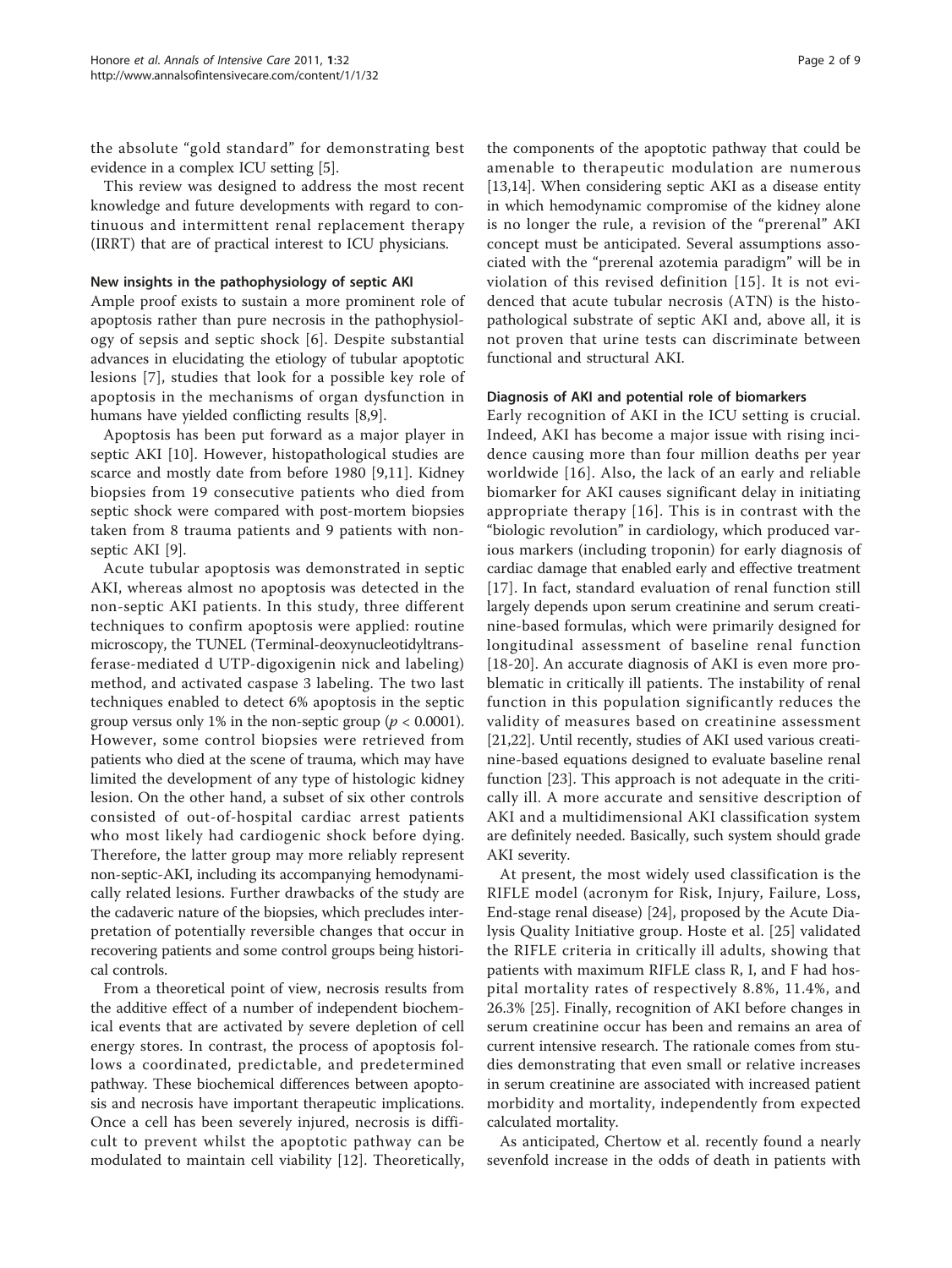the absolute "gold standard" for demonstrating best evidence in a complex ICU setting [5].

This review was designed to address the most recent knowledge and future developments with regard to continuous and intermittent renal replacement therapy (IRRT) that are of practical interest to ICU physicians.

### New insights in the pathophysiology of septic AKI

Ample proof exists to sustain a more prominent role of apoptosis rather than pure necrosis in the pathophysiology of sepsis and septic shock [6]. Despite substantial advances in elucidating the etiology of tubular apoptotic lesions [7], studies that look for a possible key role of apoptosis in the mechanisms of organ dysfunction in humans have yielded conflicting results [8,9].

Apoptosis has been put forward as a major player in septic AKI [10]. However, histopathological studies are scarce and mostly date from before 1980 [9,11]. Kidney biopsies from 19 consecutive patients who died from septic shock were compared with post-mortem biopsies taken from 8 trauma patients and 9 patients with non-septic AKI [9].

Acute tubular apoptosis was demonstrated in septic AKI, whereas almost no apoptosis was detected in the non-septic AKI patients. In this study, three different techniques to confirm apoptosis were applied: routine microscopy, the TUNEL (Terminal-deoxynucleotidyltransferase-mediated d UTP-digoxigenin nick and labeling) method, and activated caspase 3 labeling. The two last techniques enabled to detect 6% apoptosis in the septic group versus only 1% in the non-septic group ($p < 0.0001$). However, some control biopsies were retrieved from patients who died at the scene of trauma, which may have limited the development of any type of histologic kidney lesion. On the other hand, a subset of six other controls consisted of out-of-hospital cardiac arrest patients who most likely had cardiogenic shock before dying. Therefore, the latter group may more reliably represent non-septic-AKI, including its accompanying hemodynamically related lesions. Further drawbacks of the study are the cadaveric nature of the biopsies, which precludes interpretation of potentially reversible changes that occur in recovering patients and some control groups being historical controls.

From a theoretical point of view, necrosis results from the additive effect of a number of independent biochemical events that are activated by severe depletion of cell energy stores. In contrast, the process of apoptosis follows a coordinated, predictable, and predetermined pathway. These biochemical differences between apoptosis and necrosis have important therapeutic implications. Once a cell has been severely injured, necrosis is difficult to prevent whilst the apoptotic pathway can be modulated to maintain cell viability [12]. Theoretically, the components of the apoptotic pathway that could be amenable to therapeutic modulation are numerous [13,14]. When considering septic AKI as a disease entity in which hemodynamic compromise of the kidney alone is no longer the rule, a revision of the "prerenal" AKI concept must be anticipated. Several assumptions associated with the "prerenal azotemia paradigm" will be in violation of this revised definition [15]. It is not evidenced that acute tubular necrosis (ATN) is the histopathological substrate of septic AKI and, above all, it is not proven that urine tests can discriminate between functional and structural AKI.

### Diagnosis of AKI and potential role of biomarkers

Early recognition of AKI in the ICU setting is crucial. Indeed, AKI has become a major issue with rising incidence causing more than four million deaths per year worldwide [16]. Also, the lack of an early and reliable biomarker for AKI causes significant delay in initiating appropriate therapy [16]. This is in contrast with the "biologic revolution" in cardiology, which produced various markers (including troponin) for early diagnosis of cardiac damage that enabled early and effective treatment [17]. In fact, standard evaluation of renal function still largely depends upon serum creatinine and serum creatinine-based formulas, which were primarily designed for longitudinal assessment of baseline renal function [18-20]. An accurate diagnosis of AKI is even more problematic in critically ill patients. The instability of renal function in this population significantly reduces the validity of measures based on creatinine assessment [21,22]. Until recently, studies of AKI used various creatinine-based equations designed to evaluate baseline renal function [23]. This approach is not adequate in the critically ill. A more accurate and sensitive description of AKI and a multidimensional AKI classification system are definitely needed. Basically, such system should grade AKI severity.

At present, the most widely used classification is the RIFLE model (acronym for Risk, Injury, Failure, Loss, End-stage renal disease) [24], proposed by the Acute Dialysis Quality Initiative group. Hoste et al. [25] validated the RIFLE criteria in critically ill adults, showing that patients with maximum RIFLE class R, I, and F had hospital mortality rates of respectively 8.8%, 11.4%, and 26.3% [25]. Finally, recognition of AKI before changes in serum creatinine occur has been and remains an area of current intensive research. The rationale comes from studies demonstrating that even small or relative increases in serum creatinine are associated with increased patient morbidity and mortality, independently from expected calculated mortality.

As anticipated, Chertow et al. recently found a nearly sevenfold increase in the odds of death in patients with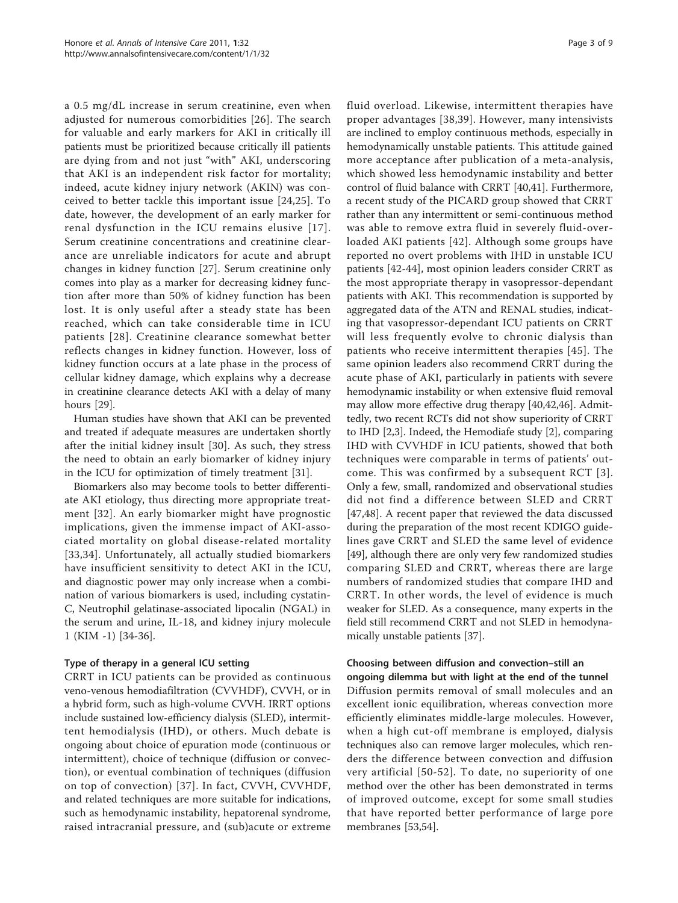a 0.5 mg/dL increase in serum creatinine, even when adjusted for numerous comorbidities [26]. The search for valuable and early markers for AKI in critically ill patients must be prioritized because critically ill patients are dying from and not just "with" AKI, underscoring that AKI is an independent risk factor for mortality; indeed, acute kidney injury network (AKIN) was conceived to better tackle this important issue [24,25]. To date, however, the development of an early marker for renal dysfunction in the ICU remains elusive [17]. Serum creatinine concentrations and creatinine clearance are unreliable indicators for acute and abrupt changes in kidney function [27]. Serum creatinine only comes into play as a marker for decreasing kidney function after more than 50% of kidney function has been lost. It is only useful after a steady state has been reached, which can take considerable time in ICU patients [28]. Creatinine clearance somewhat better reflects changes in kidney function. However, loss of kidney function occurs at a late phase in the process of cellular kidney damage, which explains why a decrease in creatinine clearance detects AKI with a delay of many hours [29].

Human studies have shown that AKI can be prevented and treated if adequate measures are undertaken shortly after the initial kidney insult [30]. As such, they stress the need to obtain an early biomarker of kidney injury in the ICU for optimization of timely treatment [31].

Biomarkers also may become tools to better differentiate AKI etiology, thus directing more appropriate treatment [32]. An early biomarker might have prognostic implications, given the immense impact of AKI-associated mortality on global disease-related mortality [33,34]. Unfortunately, all actually studied biomarkers have insufficient sensitivity to detect AKI in the ICU, and diagnostic power may only increase when a combination of various biomarkers is used, including cystatin-C, Neutrophil gelatinase-associated lipocalin (NGAL) in the serum and urine, IL-18, and kidney injury molecule 1 (KIM -1) [34-36].

### Type of therapy in a general ICU setting

CRRT in ICU patients can be provided as continuous veno-venous hemodiafiltration (CVVHDF), CVVH, or in a hybrid form, such as high-volume CVVH. IRRT options include sustained low-efficiency dialysis (SLED), intermittent hemodialysis (IHD), or others. Much debate is ongoing about choice of epuration mode (continuous or intermittent), choice of technique (diffusion or convection), or eventual combination of techniques (diffusion on top of convection) [37]. In fact, CVVH, CVVHDF, and related techniques are more suitable for indications, such as hemodynamic instability, hepatorenal syndrome, raised intracranial pressure, and (sub)acute or extreme fluid overload. Likewise, intermittent therapies have proper advantages [38,39]. However, many intensivists are inclined to employ continuous methods, especially in hemodynamically unstable patients. This attitude gained more acceptance after publication of a meta-analysis, which showed less hemodynamic instability and better control of fluid balance with CRRT [40,41]. Furthermore, a recent study of the PICARD group showed that CRRT rather than any intermittent or semi-continuous method was able to remove extra fluid in severely fluid-overloaded AKI patients [42]. Although some groups have reported no overt problems with IHD in unstable ICU patients [42-44], most opinion leaders consider CRRT as the most appropriate therapy in vasopressor-dependant patients with AKI. This recommendation is supported by aggregated data of the ATN and RENAL studies, indicating that vasopressor-dependant ICU patients on CRRT will less frequently evolve to chronic dialysis than patients who receive intermittent therapies [45]. The same opinion leaders also recommend CRRT during the acute phase of AKI, particularly in patients with severe hemodynamic instability or when extensive fluid removal may allow more effective drug therapy [40,42,46]. Admittedly, two recent RCTs did not show superiority of CRRT to IHD [2,3]. Indeed, the Hemodiafe study [2], comparing IHD with CVVHDF in ICU patients, showed that both techniques were comparable in terms of patients' outcome. This was confirmed by a subsequent RCT [3]. Only a few, small, randomized and observational studies did not find a difference between SLED and CRRT [47,48]. A recent paper that reviewed the data discussed during the preparation of the most recent KDIGO guidelines gave CRRT and SLED the same level of evidence [49], although there are only very few randomized studies comparing SLED and CRRT, whereas there are large numbers of randomized studies that compare IHD and CRRT. In other words, the level of evidence is much weaker for SLED. As a consequence, many experts in the field still recommend CRRT and not SLED in hemodynamically unstable patients [37].

### Choosing between diffusion and convection–still an ongoing dilemma but with light at the end of the tunnel

Diffusion permits removal of small molecules and an excellent ionic equilibration, whereas convection more efficiently eliminates middle-large molecules. However, when a high cut-off membrane is employed, dialysis techniques also can remove larger molecules, which renders the difference between convection and diffusion very artificial [50-52]. To date, no superiority of one method over the other has been demonstrated in terms of improved outcome, except for some small studies that have reported better performance of large pore membranes [53,54].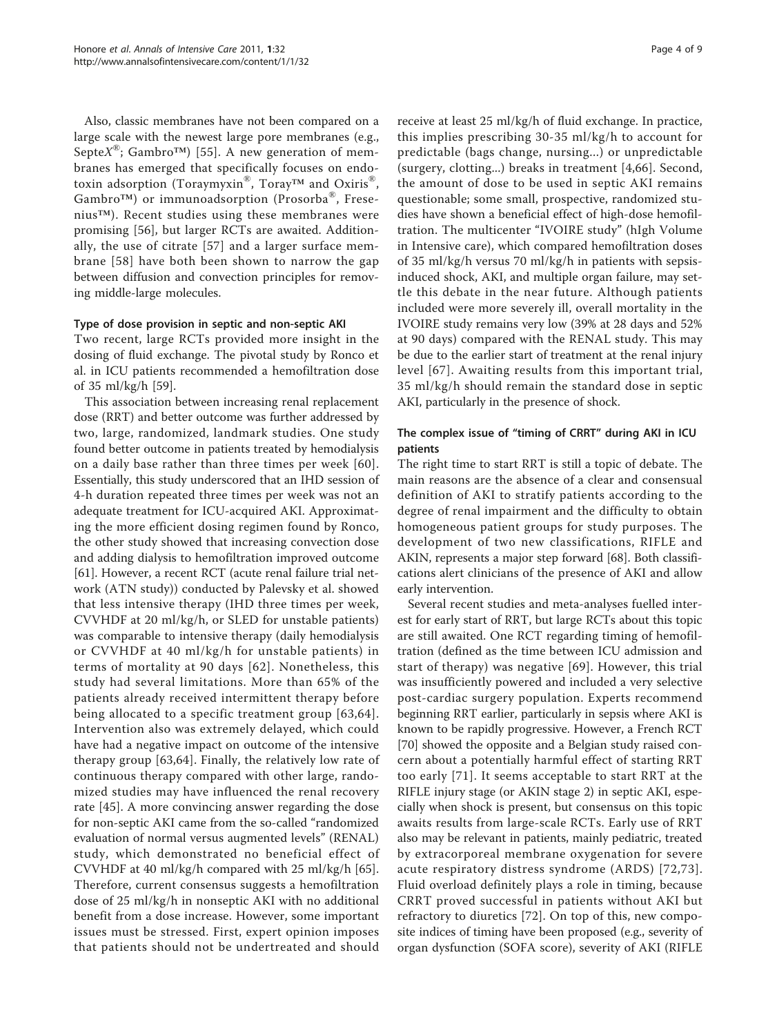Also, classic membranes have not been compared on a large scale with the newest large pore membranes (e.g., Septe$X^{®}$; Gambro™) [55]. A new generation of membranes has emerged that specifically focuses on endotoxin adsorption (Toraymyxin®, Toray™ and Oxiris®, Gambro™) or immunoadsorption (Prosorba®, Fresenius™). Recent studies using these membranes were promising [56], but larger RCTs are awaited. Additionally, the use of citrate [57] and a larger surface membrane [58] have both been shown to narrow the gap between diffusion and convection principles for removing middle-large molecules.

#### Type of dose provision in septic and non-septic AKI

Two recent, large RCTs provided more insight in the dosing of fluid exchange. The pivotal study by Ronco et al. in ICU patients recommended a hemofiltration dose of 35 ml/kg/h [59].

This association between increasing renal replacement dose (RRT) and better outcome was further addressed by two, large, randomized, landmark studies. One study found better outcome in patients treated by hemodialysis on a daily base rather than three times per week [60]. Essentially, this study underscored that an IHD session of 4-h duration repeated three times per week was not an adequate treatment for ICU-acquired AKI. Approximating the more efficient dosing regimen found by Ronco, the other study showed that increasing convection dose and adding dialysis to hemofiltration improved outcome [61]. However, a recent RCT (acute renal failure trial network (ATN study)) conducted by Palevsky et al. showed that less intensive therapy (IHD three times per week, CVVHDF at 20 ml/kg/h, or SLED for unstable patients) was comparable to intensive therapy (daily hemodialysis or CVVHDF at 40 ml/kg/h for unstable patients) in terms of mortality at 90 days [62]. Nonetheless, this study had several limitations. More than 65% of the patients already received intermittent therapy before being allocated to a specific treatment group [63,64]. Intervention also was extremely delayed, which could have had a negative impact on outcome of the intensive therapy group [63,64]. Finally, the relatively low rate of continuous therapy compared with other large, randomized studies may have influenced the renal recovery rate [45]. A more convincing answer regarding the dose for non-septic AKI came from the so-called "randomized evaluation of normal versus augmented levels" (RENAL) study, which demonstrated no beneficial effect of CVVHDF at 40 ml/kg/h compared with 25 ml/kg/h [65]. Therefore, current consensus suggests a hemofiltration dose of 25 ml/kg/h in nonseptic AKI with no additional benefit from a dose increase. However, some important issues must be stressed. First, expert opinion imposes that patients should not be undertreated and should receive at least 25 ml/kg/h of fluid exchange. In practice, this implies prescribing 30-35 ml/kg/h to account for predictable (bags change, nursing...) or unpredictable (surgery, clotting...) breaks in treatment [4,66]. Second, the amount of dose to be used in septic AKI remains questionable; some small, prospective, randomized studies have shown a beneficial effect of high-dose hemofiltration. The multicenter "IVOIRE study" (hIgh Volume in Intensive care), which compared hemofiltration doses of 35 ml/kg/h versus 70 ml/kg/h in patients with sepsis-induced shock, AKI, and multiple organ failure, may settle this debate in the near future. Although patients included were more severely ill, overall mortality in the IVOIRE study remains very low (39% at 28 days and 52% at 90 days) compared with the RENAL study. This may be due to the earlier start of treatment at the renal injury level [67]. Awaiting results from this important trial, 35 ml/kg/h should remain the standard dose in septic AKI, particularly in the presence of shock.

#### The complex issue of "timing of CRRT" during AKI in ICU patients

The right time to start RRT is still a topic of debate. The main reasons are the absence of a clear and consensual definition of AKI to stratify patients according to the degree of renal impairment and the difficulty to obtain homogeneous patient groups for study purposes. The development of two new classifications, RIFLE and AKIN, represents a major step forward [68]. Both classifications alert clinicians of the presence of AKI and allow early intervention.

Several recent studies and meta-analyses fuelled interest for early start of RRT, but large RCTs about this topic are still awaited. One RCT regarding timing of hemofiltration (defined as the time between ICU admission and start of therapy) was negative [69]. However, this trial was insufficiently powered and included a very selective post-cardiac surgery population. Experts recommend beginning RRT earlier, particularly in sepsis where AKI is known to be rapidly progressive. However, a French RCT [70] showed the opposite and a Belgian study raised concern about a potentially harmful effect of starting RRT too early [71]. It seems acceptable to start RRT at the RIFLE injury stage (or AKIN stage 2) in septic AKI, especially when shock is present, but consensus on this topic awaits results from large-scale RCTs. Early use of RRT also may be relevant in patients, mainly pediatric, treated by extracorporeal membrane oxygenation for severe acute respiratory distress syndrome (ARDS) [72,73]. Fluid overload definitely plays a role in timing, because CRRT proved successful in patients without AKI but refractory to diuretics [72]. On top of this, new composite indices of timing have been proposed (e.g., severity of organ dysfunction (SOFA score), severity of AKI (RIFLE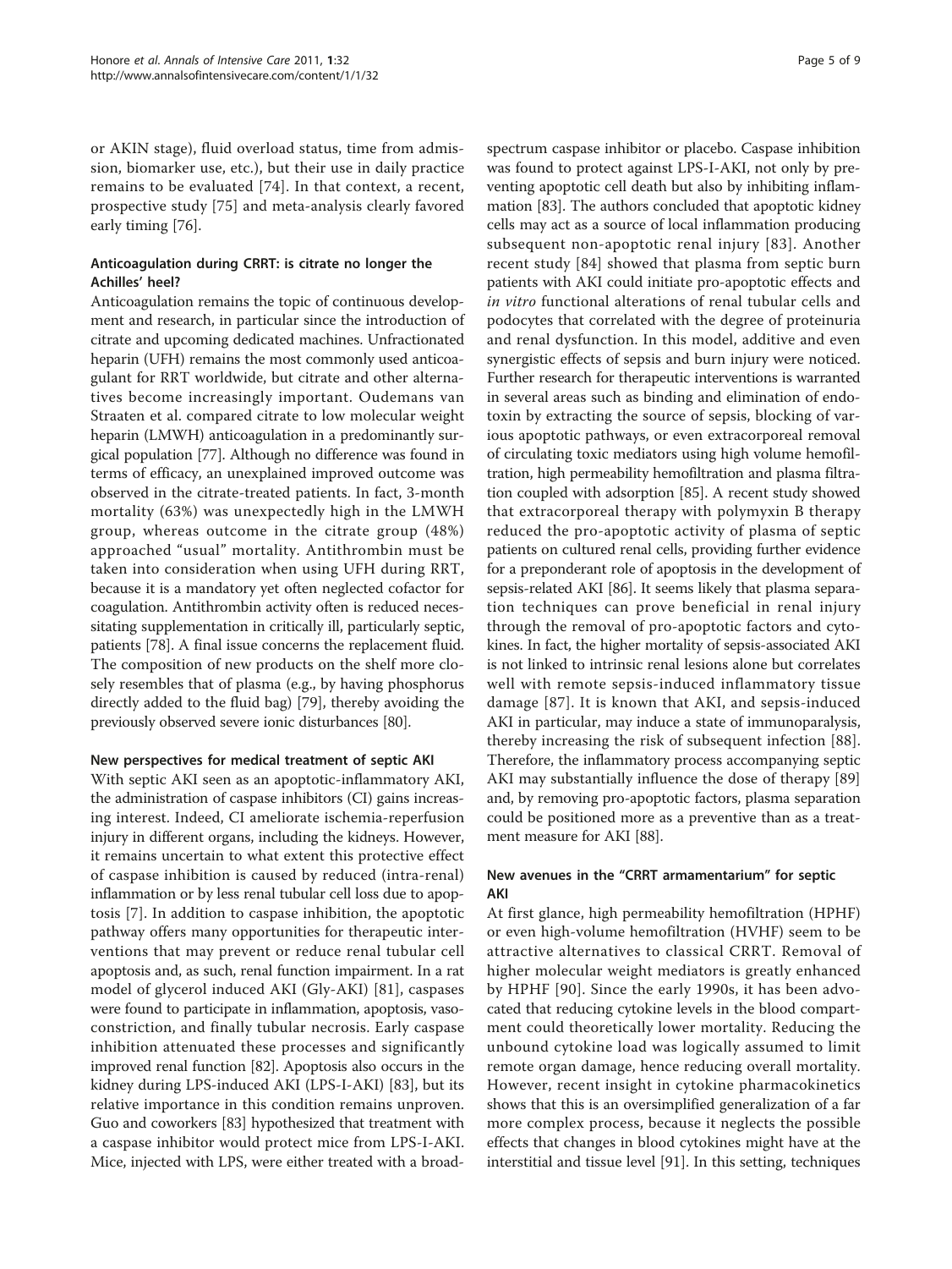or AKIN stage), fluid overload status, time from admission, biomarker use, etc.), but their use in daily practice remains to be evaluated [74]. In that context, a recent, prospective study [75] and meta-analysis clearly favored early timing [76].

### Anticoagulation during CRRT: is citrate no longer the Achilles' heel?

Anticoagulation remains the topic of continuous development and research, in particular since the introduction of citrate and upcoming dedicated machines. Unfractionated heparin (UFH) remains the most commonly used anticoagulant for RRT worldwide, but citrate and other alternatives become increasingly important. Oudemans van Straaten et al. compared citrate to low molecular weight heparin (LMWH) anticoagulation in a predominantly surgical population [77]. Although no difference was found in terms of efficacy, an unexplained improved outcome was observed in the citrate-treated patients. In fact, 3-month mortality (63%) was unexpectedly high in the LMWH group, whereas outcome in the citrate group (48%) approached "usual" mortality. Antithrombin must be taken into consideration when using UFH during RRT, because it is a mandatory yet often neglected cofactor for coagulation. Antithrombin activity often is reduced necessitating supplementation in critically ill, particularly septic, patients [78]. A final issue concerns the replacement fluid. The composition of new products on the shelf more closely resembles that of plasma (e.g., by having phosphorus directly added to the fluid bag) [79], thereby avoiding the previously observed severe ionic disturbances [80].

### New perspectives for medical treatment of septic AKI

With septic AKI seen as an apoptotic-inflammatory AKI, the administration of caspase inhibitors (CI) gains increasing interest. Indeed, CI ameliorate ischemia-reperfusion injury in different organs, including the kidneys. However, it remains uncertain to what extent this protective effect of caspase inhibition is caused by reduced (intra-renal) inflammation or by less renal tubular cell loss due to apoptosis [7]. In addition to caspase inhibition, the apoptotic pathway offers many opportunities for therapeutic interventions that may prevent or reduce renal tubular cell apoptosis and, as such, renal function impairment. In a rat model of glycerol induced AKI (Gly-AKI) [81], caspases were found to participate in inflammation, apoptosis, vasoconstriction, and finally tubular necrosis. Early caspase inhibition attenuated these processes and significantly improved renal function [82]. Apoptosis also occurs in the kidney during LPS-induced AKI (LPS-I-AKI) [83], but its relative importance in this condition remains unproven. Guo and coworkers [83] hypothesized that treatment with a caspase inhibitor would protect mice from LPS-I-AKI. Mice, injected with LPS, were either treated with a broad-spectrum caspase inhibitor or placebo. Caspase inhibition was found to protect against LPS-I-AKI, not only by preventing apoptotic cell death but also by inhibiting inflammation [83]. The authors concluded that apoptotic kidney cells may act as a source of local inflammation producing subsequent non-apoptotic renal injury [83]. Another recent study [84] showed that plasma from septic burn patients with AKI could initiate pro-apoptotic effects and *in vitro* functional alterations of renal tubular cells and podocytes that correlated with the degree of proteinuria and renal dysfunction. In this model, additive and even synergistic effects of sepsis and burn injury were noticed. Further research for therapeutic interventions is warranted in several areas such as binding and elimination of endotoxin by extracting the source of sepsis, blocking of various apoptotic pathways, or even extracorporeal removal of circulating toxic mediators using high volume hemofiltration, high permeability hemofiltration and plasma filtration coupled with adsorption [85]. A recent study showed that extracorporeal therapy with polymyxin B therapy reduced the pro-apoptotic activity of plasma of septic patients on cultured renal cells, providing further evidence for a preponderant role of apoptosis in the development of sepsis-related AKI [86]. It seems likely that plasma separation techniques can prove beneficial in renal injury through the removal of pro-apoptotic factors and cytokines. In fact, the higher mortality of sepsis-associated AKI is not linked to intrinsic renal lesions alone but correlates well with remote sepsis-induced inflammatory tissue damage [87]. It is known that AKI, and sepsis-induced AKI in particular, may induce a state of immunoparalysis, thereby increasing the risk of subsequent infection [88]. Therefore, the inflammatory process accompanying septic AKI may substantially influence the dose of therapy [89] and, by removing pro-apoptotic factors, plasma separation could be positioned more as a preventive than as a treatment measure for AKI [88].

### New avenues in the "CRRT armamentarium" for septic AKI

At first glance, high permeability hemofiltration (HPHF) or even high-volume hemofiltration (HVHF) seem to be attractive alternatives to classical CRRT. Removal of higher molecular weight mediators is greatly enhanced by HPHF [90]. Since the early 1990s, it has been advocated that reducing cytokine levels in the blood compartment could theoretically lower mortality. Reducing the unbound cytokine load was logically assumed to limit remote organ damage, hence reducing overall mortality. However, recent insight in cytokine pharmacokinetics shows that this is an oversimplified generalization of a far more complex process, because it neglects the possible effects that changes in blood cytokines might have at the interstitial and tissue level [91]. In this setting, techniques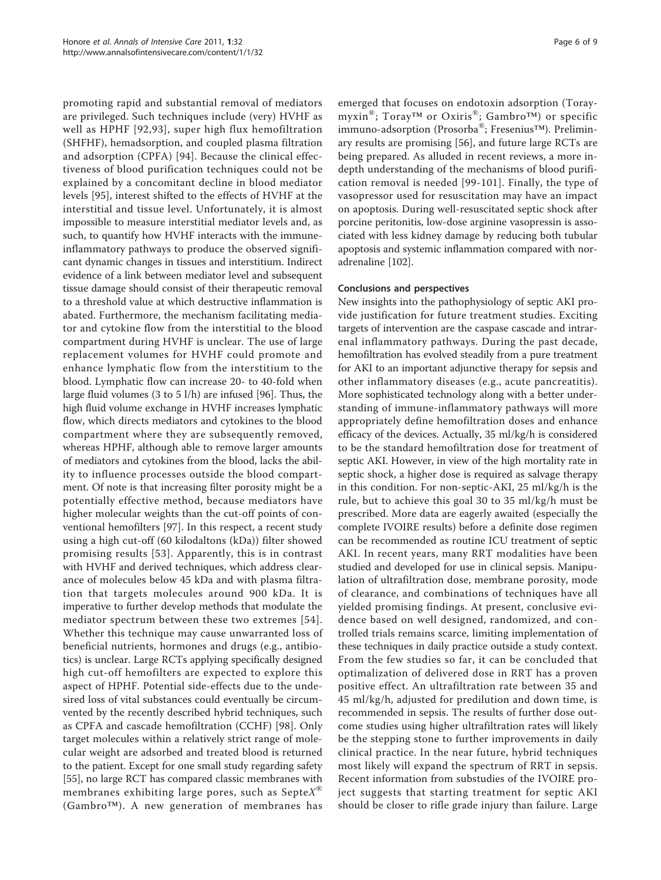promoting rapid and substantial removal of mediators are privileged. Such techniques include (very) HVHF as well as HPHF [92,93], super high flux hemofiltration (SHFHF), hemadsorption, and coupled plasma filtration and adsorption (CPFA) [94]. Because the clinical effectiveness of blood purification techniques could not be explained by a concomitant decline in blood mediator levels [95], interest shifted to the effects of HVHF at the interstitial and tissue level. Unfortunately, it is almost impossible to measure interstitial mediator levels and, as such, to quantify how HVHF interacts with the immune-inflammatory pathways to produce the observed significant dynamic changes in tissues and interstitium. Indirect evidence of a link between mediator level and subsequent tissue damage should consist of their therapeutic removal to a threshold value at which destructive inflammation is abated. Furthermore, the mechanism facilitating mediator and cytokine flow from the interstitial to the blood compartment during HVHF is unclear. The use of large replacement volumes for HVHF could promote and enhance lymphatic flow from the interstitium to the blood. Lymphatic flow can increase 20- to 40-fold when large fluid volumes (3 to 5 l/h) are infused [96]. Thus, the high fluid volume exchange in HVHF increases lymphatic flow, which directs mediators and cytokines to the blood compartment where they are subsequently removed, whereas HPHF, although able to remove larger amounts of mediators and cytokines from the blood, lacks the ability to influence processes outside the blood compartment. Of note is that increasing filter porosity might be a potentially effective method, because mediators have higher molecular weights than the cut-off points of conventional hemofilters [97]. In this respect, a recent study using a high cut-off (60 kilodaltons (kDa)) filter showed promising results [53]. Apparently, this is in contrast with HVHF and derived techniques, which address clearance of molecules below 45 kDa and with plasma filtration that targets molecules around 900 kDa. It is imperative to further develop methods that modulate the mediator spectrum between these two extremes [54]. Whether this technique may cause unwarranted loss of beneficial nutrients, hormones and drugs (e.g., antibiotics) is unclear. Large RCTs applying specifically designed high cut-off hemofilters are expected to explore this aspect of HPHF. Potential side-effects due to the undesired loss of vital substances could eventually be circumvented by the recently described hybrid techniques, such as CPFA and cascade hemofiltration (CCHF) [98]. Only target molecules within a relatively strict range of molecular weight are adsorbed and treated blood is returned to the patient. Except for one small study regarding safety [55], no large RCT has compared classic membranes with membranes exhibiting large pores, such as Septe*X*® (Gambro™). A new generation of membranes has emerged that focuses on endotoxin adsorption (Toraymyxin®; Toray™ or Oxiris®; Gambro™) or specific immuno-adsorption (Prosorba®; Fresenius™). Preliminary results are promising [56], and future large RCTs are being prepared. As alluded in recent reviews, a more in-depth understanding of the mechanisms of blood purification removal is needed [99-101]. Finally, the type of vasopressor used for resuscitation may have an impact on apoptosis. During well-resuscitated septic shock after porcine peritonitis, low-dose arginine vasopressin is associated with less kidney damage by reducing both tubular apoptosis and systemic inflammation compared with noradrenaline [102].

## Conclusions and perspectives

New insights into the pathophysiology of septic AKI provide justification for future treatment studies. Exciting targets of intervention are the caspase cascade and intrarenal inflammatory pathways. During the past decade, hemofiltration has evolved steadily from a pure treatment for AKI to an important adjunctive therapy for sepsis and other inflammatory diseases (e.g., acute pancreatitis). More sophisticated technology along with a better understanding of immune-inflammatory pathways will more appropriately define hemofiltration doses and enhance efficacy of the devices. Actually, 35 ml/kg/h is considered to be the standard hemofiltration dose for treatment of septic AKI. However, in view of the high mortality rate in septic shock, a higher dose is required as salvage therapy in this condition. For non-septic-AKI, 25 ml/kg/h is the rule, but to achieve this goal 30 to 35 ml/kg/h must be prescribed. More data are eagerly awaited (especially the complete IVOIRE results) before a definite dose regimen can be recommended as routine ICU treatment of septic AKI. In recent years, many RRT modalities have been studied and developed for use in clinical sepsis. Manipulation of ultrafiltration dose, membrane porosity, mode of clearance, and combinations of techniques have all yielded promising findings. At present, conclusive evidence based on well designed, randomized, and controlled trials remains scarce, limiting implementation of these techniques in daily practice outside a study context. From the few studies so far, it can be concluded that optimalization of delivered dose in RRT has a proven positive effect. An ultrafiltration rate between 35 and 45 ml/kg/h, adjusted for predilution and down time, is recommended in sepsis. The results of further dose outcome studies using higher ultrafiltration rates will likely be the stepping stone to further improvements in daily clinical practice. In the near future, hybrid techniques most likely will expand the spectrum of RRT in sepsis. Recent information from substudies of the IVOIRE project suggests that starting treatment for septic AKI should be closer to rifle grade injury than failure. Large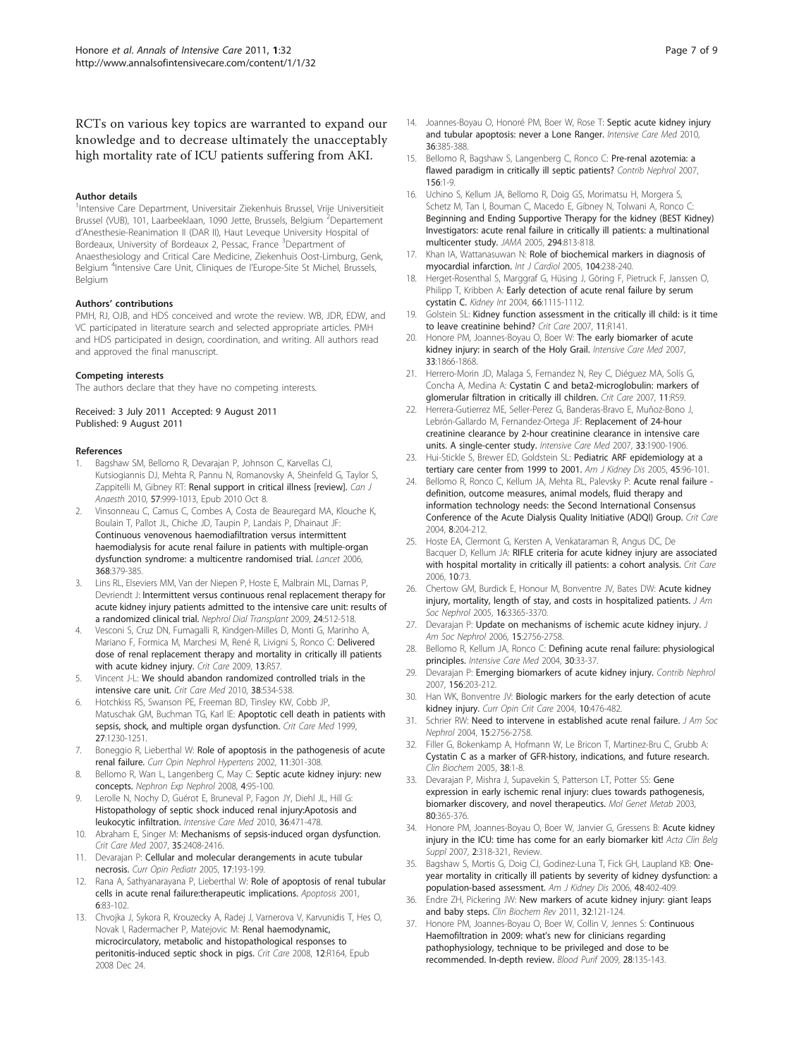RCTs on various key topics are warranted to expand our knowledge and to decrease ultimately the unacceptably high mortality rate of ICU patients suffering from AKI.

#### Author details

[1]Intensive Care Department, Universitair Ziekenhuis Brussel, Vrije Universitieit Brussel (VUB), 101, Laarbeeklaan, 1090 Jette, Brussels, Belgium [2]Departement d'Anesthesie-Reanimation II (DAR II), Haut Leveque University Hospital of Bordeaux, University of Bordeaux 2, Pessac, France [3]Department of Anaesthesiology and Critical Care Medicine, Ziekenhuis Oost-Limburg, Genk, Belgium [4]Intensive Care Unit, Cliniques de l'Europe-Site St Michel, Brussels, Belgium

#### Authors' contributions

PMH, RJ, OJB, and HDS conceived and wrote the review. WB, JDR, EDW, and VC participated in literature search and selected appropriate articles. PMH and HDS participated in design, coordination, and writing. All authors read and approved the final manuscript.

#### Competing interests

The authors declare that they have no competing interests.

Received: 3 July 2011 Accepted: 9 August 2011
Published: 9 August 2011

#### References

1. Bagshaw SM, Bellomo R, Devarajan P, Johnson C, Karvellas CJ, Kutsiogiannis DJ, Mehta R, Pannu N, Romanovsky A, Sheinfeld G, Taylor S, Zappitelli M, Gibney RT: **Renal support in critical illness [review].** *Can J Anaesth* 2010, **57**:999-1013, Epub 2010 Oct 8.
2. Vinsonneau C, Camus C, Combes A, Costa de Beauregard MA, Klouche K, Boulain T, Pallot JL, Chiche JD, Taupin P, Landais P, Dhainaut JF: **Continuous venovenous haemodiafiltration versus intermittent haemodialysis for acute renal failure in patients with multiple-organ dysfunction syndrome: a multicentre randomised trial.** *Lancet* 2006, **368**:379-385.
3. Lins RL, Elseviers MM, Van der Niepen P, Hoste E, Malbrain ML, Damas P, Devriendt J: **Intermittent versus continuous renal replacement therapy for acute kidney injury patients admitted to the intensive care unit: results of a randomized clinical trial.** *Nephrol Dial Transplant* 2009, **24**:512-518.
4. Vesconi S, Cruz DN, Fumagalli R, Kindgen-Milles D, Monti G, Marinho A, Mariano F, Formica M, Marchesi M, René R, Livigni S, Ronco C: **Delivered dose of renal replacement therapy and mortality in critically ill patients with acute kidney injury.** *Crit Care* 2009, **13**:R57.
5. Vincent J-L: **We should abandon randomized controlled trials in the intensive care unit.** *Crit Care Med* 2010, **38**:534-538.
6. Hotchkiss RS, Swanson PE, Freeman BD, Tinsley KW, Cobb JP, Matuschak GM, Buchman TG, Karl IE: **Apoptotic cell death in patients with sepsis, shock, and multiple organ dysfunction.** *Crit Care Med* 1999, **27**:1230-1251.
7. Boneggio R, Lieberthal W: **Role of apoptosis in the pathogenesis of acute renal failure.** *Curr Opin Nephrol Hypertens* 2002, **11**:301-308.
8. Bellomo R, Wan L, Langenberg C, May C: **Septic acute kidney injury: new concepts.** *Nephron Exp Nephrol* 2008, **4**:95-100.
9. Lerolle N, Nochy D, Guérot E, Bruneval P, Fagon JY, Diehl JL, Hill G: **Histopathology of septic shock induced renal injury:Apotosis and leukocytic infiltration.** *Intensive Care Med* 2010, **36**:471-478.
10. Abraham E, Singer M: **Mechanisms of sepsis-induced organ dysfunction.** *Crit Care Med* 2007, **35**:2408-2416.
11. Devarajan P: **Cellular and molecular derangements in acute tubular necrosis.** *Curr Opin Pediatr* 2005, **17**:193-199.
12. Rana A, Sathyanarayana P, Lieberthal W: **Role of apoptosis of renal tubular cells in acute renal failure:therapeutic implications.** *Apoptosis* 2001, **6**:83-102.
13. Chvojka J, Sykora R, Krouzecky A, Radej J, Varnerova V, Karvunidis T, Hes O, Novak I, Radermacher P, Matejovic M: **Renal haemodynamic, microcirculatory, metabolic and histopathological responses to peritonitis-induced septic shock in pigs.** *Crit Care* 2008, **12**:R164, Epub 2008 Dec 24.
14. Joannes-Boyau O, Honoré PM, Boer W, Rose T: **Septic acute kidney injury and tubular apoptosis: never a Lone Ranger.** *Intensive Care Med* 2010, **36**:385-388.
15. Bellomo R, Bagshaw S, Langenberg C, Ronco C: **Pre-renal azotemia: a flawed paradigm in critically ill septic patients?** *Contrib Nephrol* 2007, **156**:1-9.
16. Uchino S, Kellum JA, Bellomo R, Doig GS, Morimatsu H, Morgera S, Schetz M, Tan I, Bouman C, Macedo E, Gibney N, Tolwani A, Ronco C: **Beginning and Ending Supportive Therapy for the kidney (BEST Kidney) Investigators: acute renal failure in critically ill patients: a multinational multicenter study.** *JAMA* 2005, **294**:813-818.
17. Khan IA, Wattanasuwan N: **Role of biochemical markers in diagnosis of myocardial infarction.** *Int J Cardiol* 2005, **104**:238-240.
18. Herget-Rosenthal S, Marggraf G, Hüsing J, Göring F, Pietruck F, Janssen O, Philipp T, Kribben A: **Early detection of acute renal failure by serum cystatin C.** *Kidney Int* 2004, **66**:1115-1112.
19. Golstein SL: **Kidney function assessment in the critically ill child: is it time to leave creatinine behind?** *Crit Care* 2007, **11**:R141.
20. Honore PM, Joannes-Boyau O, Boer W: **The early biomarker of acute kidney injury: in search of the Holy Grail.** *Intensive Care Med* 2007, **33**:1866-1868.
21. Herrero-Morin JD, Malaga S, Fernandez N, Rey C, Diéguez MA, Solís G, Concha A, Medina A: **Cystatin C and beta2-microglobulin: markers of glomerular filtration in critically ill children.** *Crit Care* 2007, **11**:R59.
22. Herrera-Gutierrez ME, Seller-Perez G, Banderas-Bravo E, Muñoz-Bono J, Lebrón-Gallardo M, Fernandez-Ortega JF: **Replacement of 24-hour creatinine clearance by 2-hour creatinine clearance in intensive care units. A single-center study.** *Intensive Care Med* 2007, **33**:1900-1906.
23. Hui-Stickle S, Brewer ED, Goldstein SL: **Pediatric ARF epidemiology at a tertiary care center from 1999 to 2001.** *Am J Kidney Dis* 2005, **45**:96-101.
24. Bellomo R, Ronco C, Kellum JA, Mehta RL, Palevsky P: **Acute renal failure - definition, outcome measures, animal models, fluid therapy and information technology needs: the Second International Consensus Conference of the Acute Dialysis Quality Initiative (ADQI) Group.** *Crit Care* 2004, **8**:204-212.
25. Hoste EA, Clermont G, Kersten A, Venkataraman R, Angus DC, De Bacquer D, Kellum JA: **RIFLE criteria for acute kidney injury are associated with hospital mortality in critically ill patients: a cohort analysis.** *Crit Care* 2006, **10**:73.
26. Chertow GM, Burdick E, Honour M, Bonventre JV, Bates DW: **Acute kidney injury, mortality, length of stay, and costs in hospitalized patients.** *J Am Soc Nephrol* 2005, **16**:3365-3370.
27. Devarajan P: **Update on mechanisms of ischemic acute kidney injury.** *J Am Soc Nephrol* 2006, **15**:2756-2758.
28. Bellomo R, Kellum JA, Ronco C: **Defining acute renal failure: physiological principles.** *Intensive Care Med* 2004, **30**:33-37.
29. Devarajan P: **Emerging biomarkers of acute kidney injury.** *Contrib Nephrol* 2007, **156**:203-212.
30. Han WK, Bonventre JV: **Biologic markers for the early detection of acute kidney injury.** *Curr Opin Crit Care* 2004, **10**:476-482.
31. Schrier RW: **Need to intervene in established acute renal failure.** *J Am Soc Nephrol* 2004, **15**:2756-2758.
32. Filler G, Bokenkamp A, Hofmann W, Le Bricon T, Martinez-Bru C, Grubb A: **Cystatin C as a marker of GFR-history, indications, and future research.** *Clin Biochem* 2005, **38**:1-8.
33. Devarajan P, Mishra J, Supavekin S, Patterson LT, Potter SS: **Gene expression in early ischemic renal injury: clues towards pathogenesis, biomarker discovery, and novel therapeutics.** *Mol Genet Metab* 2003, **80**:365-376.
34. Honore PM, Joannes-Boyau O, Boer W, Janvier G, Gressens B: **Acute kidney injury in the ICU: time has come for an early biomarker kit!** *Acta Clin Belg Suppl* 2007, **2**:318-321, Review.
35. Bagshaw S, Mortis G, Doig CJ, Godinez-Luna T, Fick GH, Laupland KB: **One-year mortality in critically ill patients by severity of kidney dysfunction: a population-based assessment.** *Am J Kidney Dis* 2006, **48**:402-409.
36. Endre ZH, Pickering JW: **New markers of acute kidney injury: giant leaps and baby steps.** *Clin Biochem Rev* 2011, **32**:121-124.
37. Honore PM, Joannes-Boyau O, Boer W, Collin V, Jennes S: **Continuous Haemofiltration in 2009: what's new for clinicians regarding pathophysiology, technique to be privileged and dose to be recommended. In-depth review.** *Blood Purif* 2009, **28**:135-143.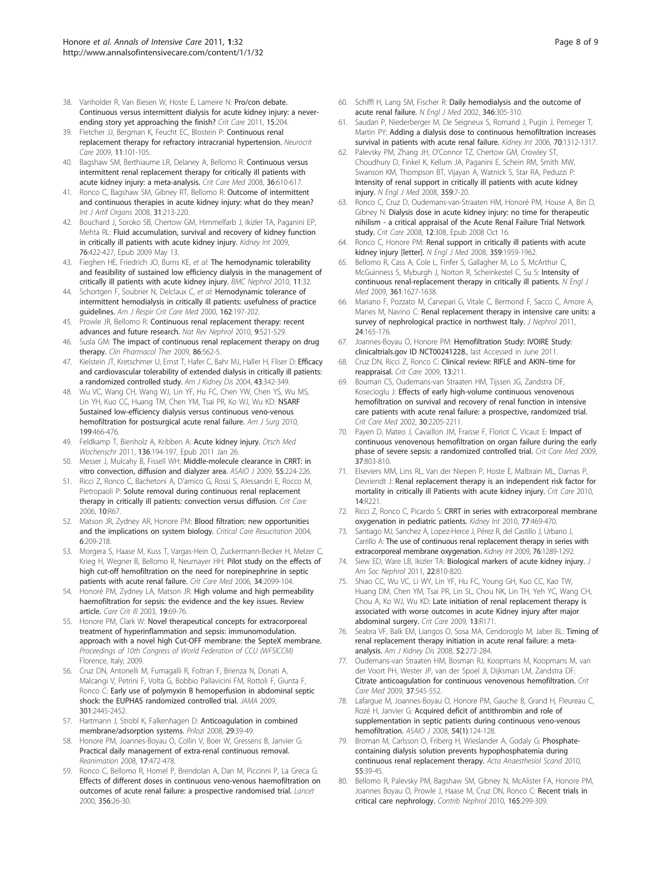38. Vanholder R, Van Biesen W, Hoste E, Lameire N: **Pro/con debate. Continuous versus intermittent dialysis for acute kidney injury: a never-ending story yet approaching the finish?** *Crit Care* 2011, **15**:204.
39. Fletcher JJ, Bergman K, Feucht EC, Blostein P: **Continuous renal replacement therapy for refractory intracranial hypertension.** *Neurocrit Care* 2009, **11**:101-105.
40. Bagshaw SM, Berthiaume LR, Delaney A, Bellomo R: **Continuous versus intermittent renal replacement therapy for critically ill patients with acute kidney injury: a meta-analysis.** *Crit Care Med* 2008, **36**:610-617.
41. Ronco C, Bagshaw SM, Gibney RT, Bellomo R: **Outcome of intermittent and continuous therapies in acute kidney injury: what do they mean?** *Int J Artif Organs* 2008, **31**:213-220.
42. Bouchard J, Soroko SB, Chertow GM, Himmelfarb J, Ikizler TA, Paganini EP, Mehta RL: **Fluid accumulation, survival and recovery of kidney function in critically ill patients with acute kidney injury.** *Kidney Int* 2009, **76**:422-427, Epub 2009 May 13.
43. Fieghen HE, Friedrich JO, Burns KE, *et al*: **The hemodynamic tolerability and feasibility of sustained low efficiency dialysis in the management of critically ill patients with acute kidney injury.** *BMC Nephrol* 2010, **11**:32.
44. Schortgen F, Soubrier N, Delclaux C, *et al*: **Hemodynamic tolerance of intermittent hemodialysis in critically ill patients: usefulness of practice guidelines.** *Am J Respir Crit Care Med* 2000, **162**:197-202.
45. Prowle JR, Bellomo R: **Continuous renal replacement therapy: recent advances and future research.** *Nat Rev Nephrol* 2010, **9**:521-529.
46. Susla GM: **The impact of continuous renal replacement therapy on drug therapy.** *Clin Pharmacol Ther* 2009, **86**:562-5.
47. Kielstein JT, Kretschmer U, Ernst T, Hafer C, Bahr MJ, Haller H, Fliser D: **Efficacy and cardiovascular tolerability of extended dialysis in critically ill patients: a randomized controlled study.** *Am J Kidney Dis* 2004, **43**:342-349.
48. Wu VC, Wang CH, Wang WJ, Lin YF, Hu FC, Chen YW, Chen YS, Wu MS, Lin YH, Kuo CC, Huang TM, Chen YM, Tsai PR, Ko WJ, Wu KD: **NSARF Sustained low-efficiency dialysis versus continuous veno-venous hemofiltration for postsurgical acute renal failure.** *Am J Surg* 2010, **199**:466-476.
49. Feldkamp T, Bienholz A, Kribben A: **Acute kidney injury.** *Dtsch Med Wochenschr* 2011, **136**:194-197, Epub 2011 Jan 26.
50. Messer J, Mulcahy B, Fissell WH: **Middle-molecule clearance in CRRT: in vitro convection, diffusion and dialyzer area.** *ASAIO J* 2009, **55**:224-226.
51. Ricci Z, Ronco C, Bachetoni A, D'amico G, Rossi S, Alessandri E, Rocco M, Pietropaoli P: **Solute removal during continuous renal replacement therapy in critically ill patients: convection versus diffusion.** *Crit Care* 2006, **10**:R67.
52. Matson JR, Zydney AR, Honore PM: **Blood filtration: new opportunities and the implications on system biology.** *Critical Care Resucitation* 2004, **6**:209-218.
53. Morgera S, Haase M, Kuss T, Vargas-Hein O, Zuckermann-Becker H, Melzer C, Krieg H, Wegner B, Bellomo R, Neumayer HH: **Pilot study on the effects of high cut-off hemofiltration on the need for norepinephrine in septic patients with acute renal failure.** *Crit Care Med* 2006, **34**:2099-104.
54. Honoré PM, Zydney LA, Matson JR: **High volume and high permeability haemofiltration for sepsis: the evidence and the key issues. Review article.** *Care Crit Ill* 2003, **19**:69-76.
55. Honore PM, Clark W: **Novel therapeutical concepts for extracorporeal treatment of hyperinflammation and sepsis: immunomodulation. approach with a novel high Cut-OFF membrane: the SepteX membrane.** *Proceedings of 10th Congress of World Federation of CCU (WFSICCM)* Florence, Italy; 2009.
56. Cruz DN, Antonelli M, Fumagalli R, Foltran F, Brienza N, Donati A, Malcangi V, Petrini F, Volta G, Bobbio Pallavicini FM, Rottoli F, Giunta F, Ronco C: **Early use of polymyxin B hemoperfusion in abdominal septic shock: the EUPHAS randomized controlled trial.** *JAMA* 2009, **301**:2445-2452.
57. Hartmann J, Strobl K, Falkenhagen D: **Anticoagulation in combined membrane/adsorption systems.** *Prilozi* 2008, **29**:39-49.
58. Honore PM, Joannes-Boyau O, Collin V, Boer W, Gressens B, Janvier G: **Practical daily management of extra-renal continuous removal.** *Reanimation* 2008, **17**:472-478.
59. Ronco C, Bellomo R, Homel P, Brendolan A, Dan M, Piccinni P, La Greca G: **Effects of different doses in continuous veno-venous haemofiltration on outcomes of acute renal failure: a prospective randomised trial.** *Lancet* 2000, **356**:26-30.
60. Schiffl H, Lang SM, Fischer R: **Daily hemodialysis and the outcome of acute renal failure.** *N Engl J Med* 2002, **346**:305-310.
61. Saudan P, Niederberger M, De Seigneux S, Romand J, Pugin J, Perneger T, Martin PY: **Adding a dialysis dose to continuous hemofiltration increases survival in patients with acute renal failure.** *Kidney Int* 2006, **70**:1312-1317.
62. Palevsky PM, Zhang JH, O'Connor TZ, Chertow GM, Crowley ST, Choudhury D, Finkel K, Kellum JA, Paganini E, Schein RM, Smith MW, Swanson KM, Thompson BT, Vijayan A, Watnick S, Star RA, Peduzzi P: **Intensity of renal support in critically ill patients with acute kidney injury.** *N Engl J Med* 2008, **359**:7-20.
63. Ronco C, Cruz D, Oudemans-van-Straaten HM, Honoré PM, House A, Bin D, Gibney N: **Dialysis dose in acute kidney injury: no time for therapeutic nihilism - a critical appraisal of the Acute Renal Failure Trial Network study.** *Crit Care* 2008, **12**:308, Epub 2008 Oct 16.
64. Ronco C, Honore PM: **Renal support in critically ill patients with acute kidney injury [letter].** *N Engl J Med* 2008, **359**:1959-1962.
65. Bellomo R, Cass A, Cole L, Finfer S, Gallagher M, Lo S, McArthur C, McGuinness S, Myburgh J, Norton R, Scheinkestel C, Su S: **Intensity of continuous renal-replacement therapy in critically ill patients.** *N Engl J Med* 2009, **361**:1627-1638.
66. Mariano F, Pozzato M, Canepari G, Vitale C, Bermond F, Sacco C, Amore A, Manes M, Navino C: **Renal replacement therapy in intensive care units: a survey of nephrological practice in northwest Italy.** *J Nephrol* 2011, **24**:165-176.
67. Joannes-Boyau O, Honore PM: **Hemofiltration Study: IVOIRE Study: clinicaltrials.gov ID NCT00241228.**, last Accessed in June 2011.
68. Cruz DN, Ricci Z, Ronco C: **Clinical review: RIFLE and AKIN–time for reappraisal.** *Crit Care* 2009, **13**:211.
69. Bouman CS, Oudemans-van Straaten HM, Tijssen JG, Zandstra DF, Kesecioglu J: **Effects of early high-volume continuous venovenous hemofiltration on survival and recovery of renal function in intensive care patients with acute renal failure: a prospective, randomized trial.** *Crit Care Med* 2002, **30**:2205-2211.
70. Payen D, Mateo J, Cavaillon JM, Fraisse F, Floriot C, Vicaut E: **Impact of continuous venovenous hemofiltration on organ failure during the early phase of severe sepsis: a randomized controlled trial.** *Crit Care Med* 2009, **37**:803-810.
71. Elseviers MM, Lins RL, Van der Niepen P, Hoste E, Malbrain ML, Damas P, Devriendt J: **Renal replacement therapy is an independent risk factor for mortality in critically ill Patients with acute kidney injury.** *Crit Care* 2010, **14**:R221.
72. Ricci Z, Ronco C, Picardo S: **CRRT in series with extracorporeal membrane oxygenation in pediatric patients.** *Kidney Int* 2010, **77**:469-470.
73. Santiago MJ, Sanchez A, Lopez-Herce J, Pérez R, del Castillo J, Urbano J, Carrillo A: **The use of continuous renal replacement therapy in series with extracorporeal membrane oxygenation.** *Kidney Int* 2009, **76**:1289-1292.
74. Siew ED, Ware LB, Ikizler TA: **Biological markers of acute kidney injury.** *J Am Soc Nephrol* 2011, **22**:810-820.
75. Shiao CC, Wu VC, Li WY, Lin YF, Hu FC, Young GH, Kuo CC, Kao TW, Huang DM, Chen YM, Tsai PR, Lin SL, Chou NK, Lin TH, Yeh YC, Wang CH, Chou A, Ko WJ, Wu KD: **Late initiation of renal replacement therapy is associated with worse outcomes in acute Kidney injury after major abdominal surgery.** *Crit Care* 2009, **13**:R171.
76. Seabra VF, Balk EM, Liangos O, Sosa MA, Cendoroglo M, Jaber BL: **Timing of renal replacement therapy initiation in acute renal failure: a meta-analysis.** *Am J Kidney Dis* 2008, **52**:272-284.
77. Oudemans-van Straaten HM, Bosman RJ, Koopmans M, Koopmans M, van der Voort PH, Wester JP, van der Spoel JI, Dijksman LM, Zandstra DF: **Citrate anticoagulation for continuous venovenous hemofiltration.** *Crit Care Med* 2009, **37**:545-552.
78. Lafargue M, Joannes-Boyau O, Honore PM, Gauche B, Grand H, Fleureau C, Rozé H, Janvier G: **Acquired deficit of antithrombin and role of supplementation in septic patients during continuous veno-venous hemofiltration.** *ASAIO J* 2008, **54(1)**:124-128.
79. Broman M, Carlsson O, Friberg H, Wieslander A, Godaly G: **Phosphate-containing dialysis solution prevents hypophosphatemia during continuous renal replacement therapy.** *Acta Anaesthesiol Scand* 2010, **55**:39-45.
80. Bellomo R, Palevsky PM, Bagshaw SM, Gibney N, McAlister FA, Honore PM, Joannes Boyau O, Prowle J, Haase M, Cruz DN, Ronco C: **Recent trials in critical care nephrology.** *Contrib Nephrol* 2010, **165**:299-309.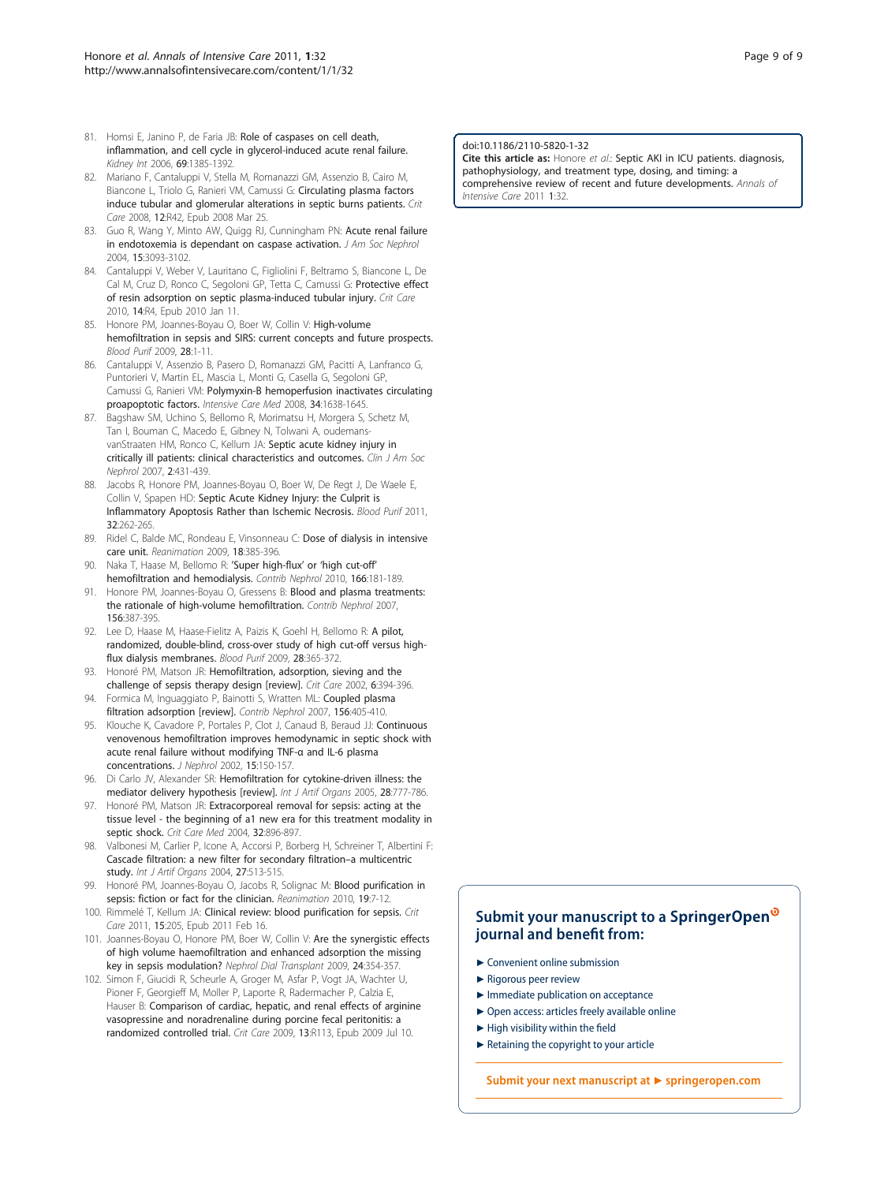81. Homsi E, Janino P, de Faria JB: **Role of caspases on cell death, inflammation, and cell cycle in glycerol-induced acute renal failure.** *Kidney Int* 2006, **69**:1385-1392.
82. Mariano F, Cantaluppi V, Stella M, Romanazzi GM, Assenzio B, Cairo M, Biancone L, Triolo G, Ranieri VM, Camussi G: **Circulating plasma factors induce tubular and glomerular alterations in septic burns patients.** *Crit Care* 2008, **12**:R42, Epub 2008 Mar 25.
83. Guo R, Wang Y, Minto AW, Quigg RJ, Cunningham PN: **Acute renal failure in endotoxemia is dependant on caspase activation.** *J Am Soc Nephrol* 2004, **15**:3093-3102.
84. Cantaluppi V, Weber V, Lauritano C, Figliolini F, Beltramo S, Biancone L, De Cal M, Cruz D, Ronco C, Segoloni GP, Tetta C, Camussi G: **Protective effect of resin adsorption on septic plasma-induced tubular injury.** *Crit Care* 2010, **14**:R4, Epub 2010 Jan 11.
85. Honore PM, Joannes-Boyau O, Boer W, Collin V: **High-volume hemofiltration in sepsis and SIRS: current concepts and future prospects.** *Blood Purif* 2009, **28**:1-11.
86. Cantaluppi V, Assenzio B, Pasero D, Romanazzi GM, Pacitti A, Lanfranco G, Puntorieri V, Martin EL, Mascia L, Monti G, Casella G, Segoloni GP, Camussi G, Ranieri VM: **Polymyxin-B hemoperfusion inactivates circulating proapoptotic factors.** *Intensive Care Med* 2008, **34**:1638-1645.
87. Bagshaw SM, Uchino S, Bellomo R, Morimatsu H, Morgera S, Schetz M, Tan I, Bouman C, Macedo E, Gibney N, Tolwani A, oudemans-vanStraaten HM, Ronco C, Kellum JA: **Septic acute kidney injury in critically ill patients: clinical characteristics and outcomes.** *Clin J Am Soc Nephrol* 2007, **2**:431-439.
88. Jacobs R, Honore PM, Joannes-Boyau O, Boer W, De Regt J, De Waele E, Collin V, Spapen HD: **Septic Acute Kidney Injury: the Culprit is Inflammatory Apoptosis Rather than Ischemic Necrosis.** *Blood Purif* 2011, **32**:262-265.
89. Ridel C, Balde MC, Rondeau E, Vinsonneau C: **Dose of dialysis in intensive care unit.** *Reanimation* 2009, **18**:385-396.
90. Naka T, Haase M, Bellomo R: **'Super high-flux' or 'high cut-off' hemofiltration and hemodialysis.** *Contrib Nephrol* 2010, **166**:181-189.
91. Honore PM, Joannes-Boyau O, Gressens B: **Blood and plasma treatments: the rationale of high-volume hemofiltration.** *Contrib Nephrol* 2007, **156**:387-395.
92. Lee D, Haase M, Haase-Fielitz A, Paizis K, Goehl H, Bellomo R: **A pilot, randomized, double-blind, cross-over study of high cut-off versus high-flux dialysis membranes.** *Blood Purif* 2009, **28**:365-372.
93. Honoré PM, Matson JR: **Hemofiltration, adsorption, sieving and the challenge of sepsis therapy design [review].** *Crit Care* 2002, **6**:394-396.
94. Formica M, Inguaggiato P, Bainotti S, Wratten ML: **Coupled plasma filtration adsorption [review].** *Contrib Nephrol* 2007, **156**:405-410.
95. Klouche K, Cavadore P, Portales P, Clot J, Canaud B, Beraud JJ: **Continuous venovenous hemofiltration improves hemodynamic in septic shock with acute renal failure without modifying TNF-α and IL-6 plasma concentrations.** *J Nephrol* 2002, **15**:150-157.
96. Di Carlo JV, Alexander SR: **Hemofiltration for cytokine-driven illness: the mediator delivery hypothesis [review].** *Int J Artif Organs* 2005, **28**:777-786.
97. Honoré PM, Matson JR: **Extracorporeal removal for sepsis: acting at the tissue level - the beginning of a1 new era for this treatment modality in septic shock.** *Crit Care Med* 2004, **32**:896-897.
98. Valbonesi M, Carlier P, Icone A, Accorsi P, Borberg H, Schreiner T, Albertini F: **Cascade filtration: a new filter for secondary filtration–a multicentric study.** *Int J Artif Organs* 2004, **27**:513-515.
99. Honoré PM, Joannes-Boyau O, Jacobs R, Solignac M: **Blood purification in sepsis: fiction or fact for the clinician.** *Reanimation* 2010, **19**:7-12.
100. Rimmelé T, Kellum JA: **Clinical review: blood purification for sepsis.** *Crit Care* 2011, **15**:205, Epub 2011 Feb 16.
101. Joannes-Boyau O, Honore PM, Boer W, Collin V: **Are the synergistic effects of high volume haemofiltration and enhanced adsorption the missing key in sepsis modulation?** *Nephrol Dial Transplant* 2009, **24**:354-357.
102. Simon F, Giucidi R, Scheurle A, Groger M, Asfar P, Vogt JA, Wachter U, Pioner F, Georgieff M, Moller P, Laporte R, Radermacher P, Calzia E, Hauser B: **Comparison of cardiac, hepatic, and renal effects of arginine vasopressine and noradrenaline during porcine fecal peritonitis: a randomized controlled trial.** *Crit Care* 2009, **13**:R113, Epub 2009 Jul 10.

doi:10.1186/2110-5820-1-32

**Cite this article as:** Honore *et al.*: Septic AKI in ICU patients. diagnosis, pathophysiology, and treatment type, dosing, and timing: a comprehensive review of recent and future developments. *Annals of Intensive Care* 2011 **1**:32.

**Submit your manuscript to a SpringerOpen journal and benefit from:**

- ► Convenient online submission
- ► Rigorous peer review
- ► Immediate publication on acceptance
- ► Open access: articles freely available online
- ► High visibility within the field
- ► Retaining the copyright to your article

**Submit your next manuscript at ► springeropen.com**